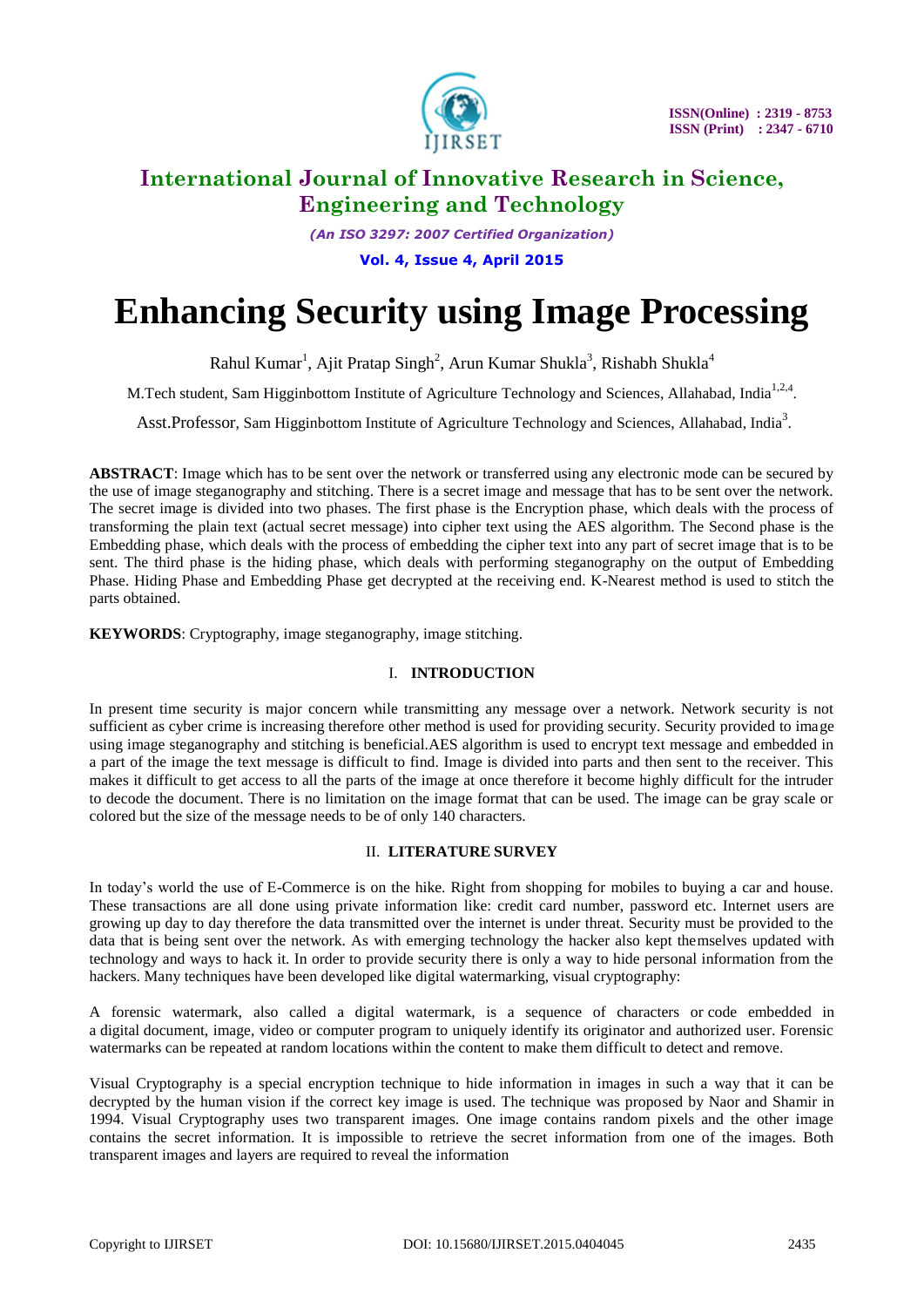# Enhancing Security using Image Processing

Rahul Kumar[1], Ajit Pratap Singh[2], Arun Kumar Shukla[3], Rishabh Shukla[4]

M.Tech student, Sam Higginbottom Institute of Agriculture Technology and Sciences, Allahabad, India[1,2,4].

Asst.Professor, Sam Higginbottom Institute of Agriculture Technology and Sciences, Allahabad, India[3].

**ABSTRACT**: Image which has to be sent over the network or transferred using any electronic mode can be secured by the use of image steganography and stitching. There is a secret image and message that has to be sent over the network. The secret image is divided into two phases. The first phase is the Encryption phase, which deals with the process of transforming the plain text (actual secret message) into cipher text using the AES algorithm. The Second phase is the Embedding phase, which deals with the process of embedding the cipher text into any part of secret image that is to be sent. The third phase is the hiding phase, which deals with performing steganography on the output of Embedding Phase. Hiding Phase and Embedding Phase get decrypted at the receiving end. K-Nearest method is used to stitch the parts obtained.

**KEYWORDS**: Cryptography, image steganography, image stitching.

## I. INTRODUCTION

In present time security is major concern while transmitting any message over a network. Network security is not sufficient as cyber crime is increasing therefore other method is used for providing security. Security provided to image using image steganography and stitching is beneficial.AES algorithm is used to encrypt text message and embedded in a part of the image the text message is difficult to find. Image is divided into parts and then sent to the receiver. This makes it difficult to get access to all the parts of the image at once therefore it become highly difficult for the intruder to decode the document. There is no limitation on the image format that can be used. The image can be gray scale or colored but the size of the message needs to be of only 140 characters.

## II. LITERATURE SURVEY

In today's world the use of E-Commerce is on the hike. Right from shopping for mobiles to buying a car and house. These transactions are all done using private information like: credit card number, password etc. Internet users are growing up day to day therefore the data transmitted over the internet is under threat. Security must be provided to the data that is being sent over the network. As with emerging technology the hacker also kept themselves updated with technology and ways to hack it. In order to provide security there is only a way to hide personal information from the hackers. Many techniques have been developed like digital watermarking, visual cryptography:

A forensic watermark, also called a digital watermark, is a sequence of characters or code embedded in a digital document, image, video or computer program to uniquely identify its originator and authorized user. Forensic watermarks can be repeated at random locations within the content to make them difficult to detect and remove.

Visual Cryptography is a special encryption technique to hide information in images in such a way that it can be decrypted by the human vision if the correct key image is used. The technique was proposed by Naor and Shamir in 1994. Visual Cryptography uses two transparent images. One image contains random pixels and the other image contains the secret information. It is impossible to retrieve the secret information from one of the images. Both transparent images and layers are required to reveal the information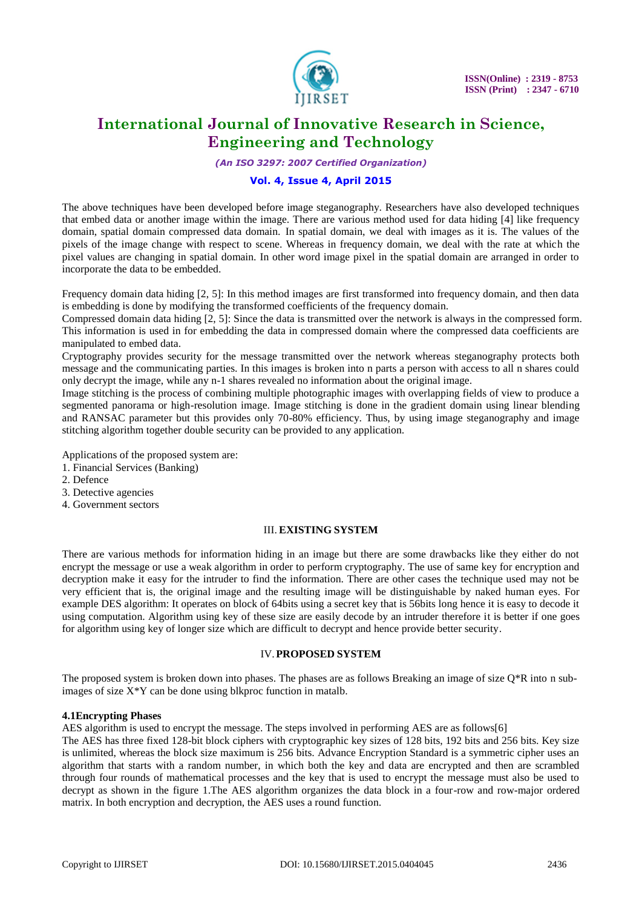The above techniques have been developed before image steganography. Researchers have also developed techniques that embed data or another image within the image. There are various method used for data hiding [4] like frequency domain, spatial domain compressed data domain. In spatial domain, we deal with images as it is. The values of the pixels of the image change with respect to scene. Whereas in frequency domain, we deal with the rate at which the pixel values are changing in spatial domain. In other word image pixel in the spatial domain are arranged in order to incorporate the data to be embedded.

Frequency domain data hiding [2, 5]: In this method images are first transformed into frequency domain, and then data is embedding is done by modifying the transformed coefficients of the frequency domain.
Compressed domain data hiding [2, 5]: Since the data is transmitted over the network is always in the compressed form. This information is used in for embedding the data in compressed domain where the compressed data coefficients are manipulated to embed data.
Cryptography provides security for the message transmitted over the network whereas steganography protects both message and the communicating parties. In this images is broken into n parts a person with access to all n shares could only decrypt the image, while any n-1 shares revealed no information about the original image.
Image stitching is the process of combining multiple photographic images with overlapping fields of view to produce a segmented panorama or high-resolution image. Image stitching is done in the gradient domain using linear blending and RANSAC parameter but this provides only 70-80% efficiency. Thus, by using image steganography and image stitching algorithm together double security can be provided to any application.

Applications of the proposed system are:
1. Financial Services (Banking)
2. Defence
3. Detective agencies
4. Government sectors

## III. EXISTING SYSTEM

There are various methods for information hiding in an image but there are some drawbacks like they either do not encrypt the message or use a weak algorithm in order to perform cryptography. The use of same key for encryption and decryption make it easy for the intruder to find the information. There are other cases the technique used may not be very efficient that is, the original image and the resulting image will be distinguishable by naked human eyes. For example DES algorithm: It operates on block of 64bits using a secret key that is 56bits long hence it is easy to decode it using computation. Algorithm using key of these size are easily decode by an intruder therefore it is better if one goes for algorithm using key of longer size which are difficult to decrypt and hence provide better security.

## IV. PROPOSED SYSTEM

The proposed system is broken down into phases. The phases are as follows Breaking an image of size Q*R into n sub-images of size X*Y can be done using blkproc function in matalb.

### 4.1Encrypting Phases

AES algorithm is used to encrypt the message. The steps involved in performing AES are as follows[6]
The AES has three fixed 128-bit block ciphers with cryptographic key sizes of 128 bits, 192 bits and 256 bits. Key size is unlimited, whereas the block size maximum is 256 bits. Advance Encryption Standard is a symmetric cipher uses an algorithm that starts with a random number, in which both the key and data are encrypted and then are scrambled through four rounds of mathematical processes and the key that is used to encrypt the message must also be used to decrypt as shown in the figure 1.The AES algorithm organizes the data block in a four-row and row-major ordered matrix. In both encryption and decryption, the AES uses a round function.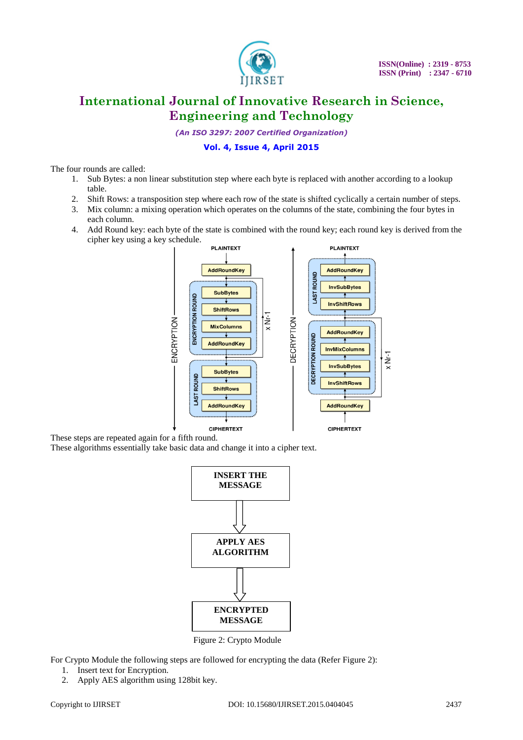The four rounds are called:

1. Sub Bytes: a non linear substitution step where each byte is replaced with another according to a lookup table.
2. Shift Rows: a transposition step where each row of the state is shifted cyclically a certain number of steps.
3. Mix column: a mixing operation which operates on the columns of the state, combining the four bytes in each column.
4. Add Round key: each byte of the state is combined with the round key; each round key is derived from the cipher key using a key schedule.

These steps are repeated again for a fifth round.
These algorithms essentially take basic data and change it into a cipher text.

Figure 2: Crypto Module

For Crypto Module the following steps are followed for encrypting the data (Refer Figure 2):

1. Insert text for Encryption.
2. Apply AES algorithm using 128bit key.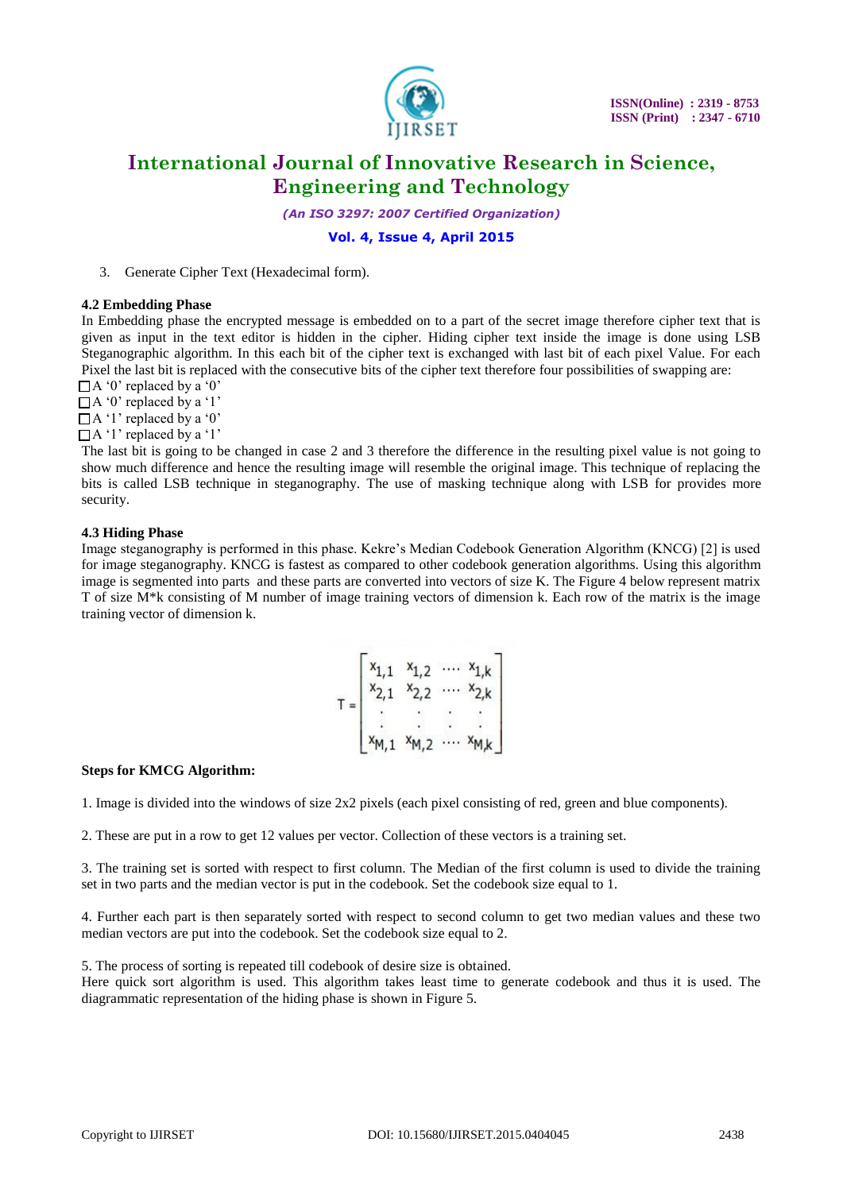3. Generate Cipher Text (Hexadecimal form).

**4.2 Embedding Phase**

In Embedding phase the encrypted message is embedded on to a part of the secret image therefore cipher text that is given as input in the text editor is hidden in the cipher. Hiding cipher text inside the image is done using LSB Steganographic algorithm. In this each bit of the cipher text is exchanged with last bit of each pixel Value. For each Pixel the last bit is replaced with the consecutive bits of the cipher text therefore four possibilities of swapping are:

- A '0' replaced by a '0'
- A '0' replaced by a '1'
- A '1' replaced by a '0'
- A '1' replaced by a '1'

The last bit is going to be changed in case 2 and 3 therefore the difference in the resulting pixel value is not going to show much difference and hence the resulting image will resemble the original image. This technique of replacing the bits is called LSB technique in steganography. The use of masking technique along with LSB for provides more security.

**4.3 Hiding Phase**

Image steganography is performed in this phase. Kekre's Median Codebook Generation Algorithm (KNCG) [2] is used for image steganography. KNCG is fastest as compared to other codebook generation algorithms. Using this algorithm image is segmented into parts and these parts are converted into vectors of size K. The Figure 4 below represent matrix T of size M*k consisting of M number of image training vectors of dimension k. Each row of the matrix is the image training vector of dimension k.

$$T = \begin{bmatrix} x_{1,1} & x_{1,2} & \cdots & x_{1,k} \\ x_{2,1} & x_{2,2} & \cdots & x_{2,k} \\ \vdots & \vdots & \vdots & \vdots \\ x_{M,1} & x_{M,2} & \cdots & x_{M,k} \end{bmatrix}$$

**Steps for KMCG Algorithm:**

1. Image is divided into the windows of size 2x2 pixels (each pixel consisting of red, green and blue components).

2. These are put in a row to get 12 values per vector. Collection of these vectors is a training set.

3. The training set is sorted with respect to first column. The Median of the first column is used to divide the training set in two parts and the median vector is put in the codebook. Set the codebook size equal to 1.

4. Further each part is then separately sorted with respect to second column to get two median values and these two median vectors are put into the codebook. Set the codebook size equal to 2.

5. The process of sorting is repeated till codebook of desire size is obtained.

Here quick sort algorithm is used. This algorithm takes least time to generate codebook and thus it is used. The diagrammatic representation of the hiding phase is shown in Figure 5.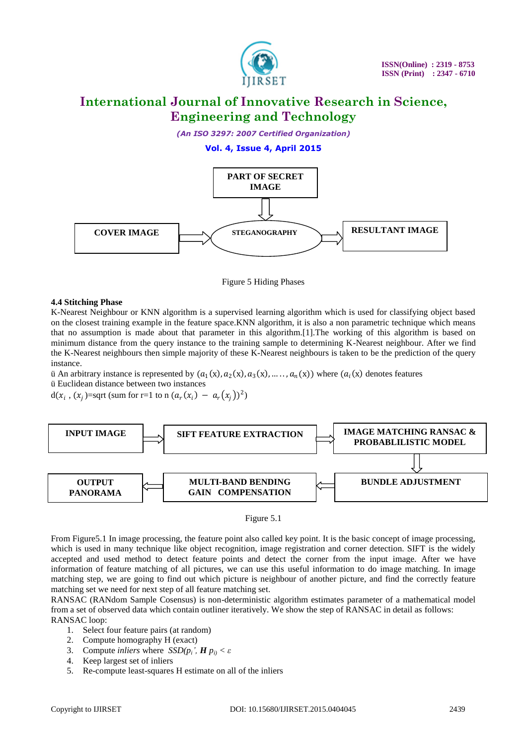PART OF SECRET IMAGE → STEGANOGRAPHY

COVER IMAGE → STEGANOGRAPHY → RESULTANT IMAGE

Figure 5 Hiding Phases

### 4.4 Stitching Phase

K-Nearest Neighbour or KNN algorithm is a supervised learning algorithm which is used for classifying object based on the closest training example in the feature space.KNN algorithm, it is also a non parametric technique which means that no assumption is made about that parameter in this algorithm.[1].The working of this algorithm is based on minimum distance from the query instance to the training sample to determining K-Nearest neighbour. After we find the K-Nearest neighbours then simple majority of these K-Nearest neighbours is taken to be the prediction of the query instance.

ü An arbitrary instance is represented by $(a_1(x), a_2(x), a_3(x), \ldots, a_n(x))$ where $(a_i(x)$ denotes features

ü Euclidean distance between two instances

d$(x_i$ , $(x_j)$=sqrt (sum for r=1 to n $(a_r(x_i) - a_r(x_j))^2)$

INPUT IMAGE → SIFT FEATURE EXTRACTION → IMAGE MATCHING RANSAC & PROBABLILISTIC MODEL → BUNDLE ADJUSTMENT → MULTI-BAND BENDING GAIN COMPENSATION → OUTPUT PANORAMA

Figure 5.1

From Figure5.1 In image processing, the feature point also called key point. It is the basic concept of image processing, which is used in many technique like object recognition, image registration and corner detection. SIFT is the widely accepted and used method to detect feature points and detect the corner from the input image. After we have information of feature matching of all pictures, we can use this useful information to do image matching. In image matching step, we are going to find out which picture is neighbour of another picture, and find the correctly feature matching set we need for next step of all feature matching set.

RANSAC (RANdom Sample Cosensus) is non-deterministic algorithm estimates parameter of a mathematical model from a set of observed data which contain outliner iteratively. We show the step of RANSAC in detail as follows:

RANSAC loop:

1. Select four feature pairs (at random)
2. Compute homography H (exact)
3. Compute *inliers* where $SSD(p_i', \boldsymbol{H}\, p_i) < \varepsilon$
4. Keep largest set of inliers
5. Re-compute least-squares H estimate on all of the inliers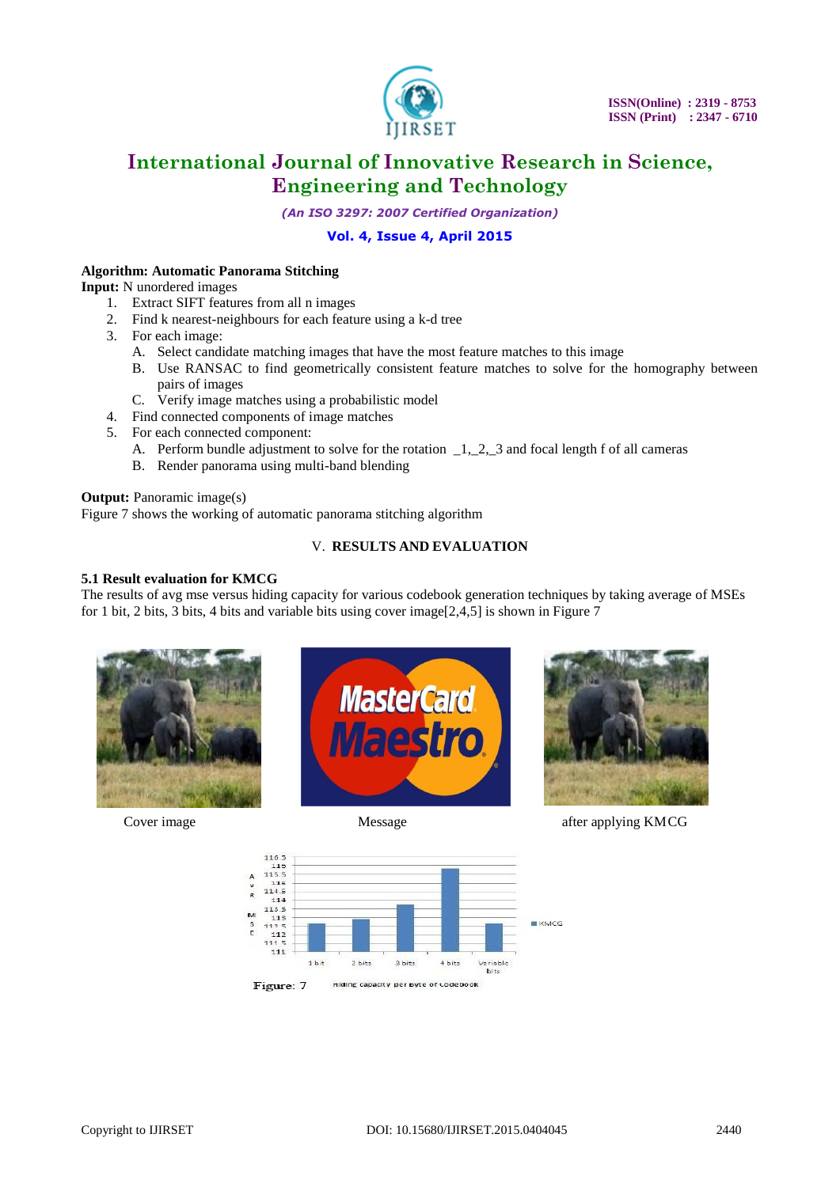**Algorithm: Automatic Panorama Stitching**

**Input:** N unordered images

1. Extract SIFT features from all n images
2. Find k nearest-neighbours for each feature using a k-d tree
3. For each image:
   A. Select candidate matching images that have the most feature matches to this image
   B. Use RANSAC to find geometrically consistent feature matches to solve for the homography between pairs of images
   C. Verify image matches using a probabilistic model
4. Find connected components of image matches
5. For each connected component:
   A. Perform bundle adjustment to solve for the rotation _1,_2,_3 and focal length f of all cameras
   B. Render panorama using multi-band blending

**Output:** Panoramic image(s)

Figure 7 shows the working of automatic panorama stitching algorithm

## V. RESULTS AND EVALUATION

### 5.1 Result evaluation for KMCG

The results of avg mse versus hiding capacity for various codebook generation techniques by taking average of MSEs for 1 bit, 2 bits, 3 bits, 4 bits and variable bits using cover image[2,4,5] is shown in Figure 7

Cover image Message after applying KMCG

Figure: 7 Hiding capacity per byte of codebook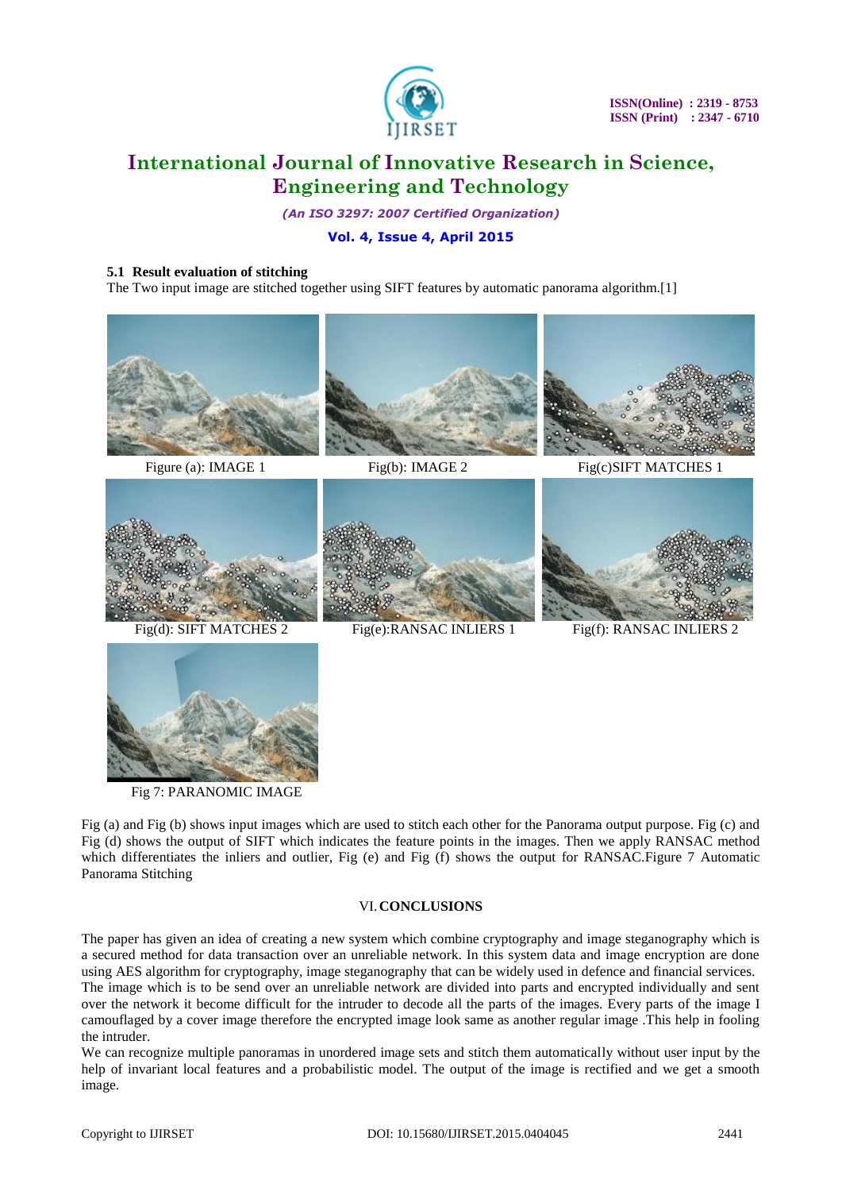### 5.1 Result evaluation of stitching

The Two input image are stitched together using SIFT features by automatic panorama algorithm.[1]

Figure (a): IMAGE 1

Fig(b): IMAGE 2

Fig(c)SIFT MATCHES 1

Fig(d): SIFT MATCHES 2

Fig(e):RANSAC INLIERS 1

Fig(f): RANSAC INLIERS 2

Fig 7: PARANOMIC IMAGE

Fig (a) and Fig (b) shows input images which are used to stitch each other for the Panorama output purpose. Fig (c) and Fig (d) shows the output of SIFT which indicates the feature points in the images. Then we apply RANSAC method which differentiates the inliers and outlier, Fig (e) and Fig (f) shows the output for RANSAC.Figure 7 Automatic Panorama Stitching

## VI. CONCLUSIONS

The paper has given an idea of creating a new system which combine cryptography and image steganography which is a secured method for data transaction over an unreliable network. In this system data and image encryption are done using AES algorithm for cryptography, image steganography that can be widely used in defence and financial services.
The image which is to be send over an unreliable network are divided into parts and encrypted individually and sent over the network it become difficult for the intruder to decode all the parts of the images. Every parts of the image I camouflaged by a cover image therefore the encrypted image look same as another regular image .This help in fooling the intruder.
We can recognize multiple panoramas in unordered image sets and stitch them automatically without user input by the help of invariant local features and a probabilistic model. The output of the image is rectified and we get a smooth image.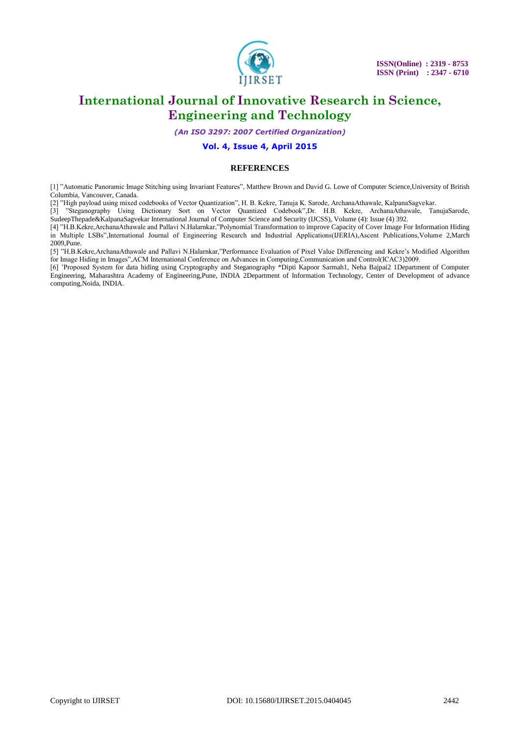## REFERENCES

[1] "Automatic Panoramic Image Stitching using Invariant Features", Matthew Brown and David G. Lowe of Computer Science,University of British Columbia, Vancouver, Canada.

[2] "High payload using mixed codebooks of Vector Quantization", H. B. Kekre, Tanuja K. Sarode, ArchanaAthawale, KalpanaSagvekar.

[3] "Steganography Using Dictionary Sort on Vector Quantized Codebook",Dr. H.B. Kekre, ArchanaAthawale, TanujaSarode, SudeepThepade&KalpanaSagvekar International Journal of Computer Science and Security (IJCSS), Volume (4): Issue (4) 392.

[4] "H.B.Kekre,ArchanaAthawale and Pallavi N.Halarnkar,"Polynomial Transformation to improve Capacity of Cover Image For Information Hiding in Multiple LSBs",International Journal of Engineering Research and Industrial Applications(IJERIA),Ascent Publications,Volume 2,March 2009,Pune.

[5] "H.B.Kekre,ArchanaAthawale and Pallavi N.Halarnkar,"Performance Evaluation of Pixel Value Differencing and Kekre's Modified Algorithm for Image Hiding in Images",ACM International Conference on Advances in Computing,Communication and Control(ICAC3)2009.

[6] 'Proposed System for data hiding using Cryptography and Steganography *Dipti Kapoor Sarmah1, Neha Bajpai2 1Department of Computer Engineering, Maharashtra Academy of Engineering,Pune, INDIA 2Department of Information Technology, Center of Development of advance computing,Noida, INDIA.